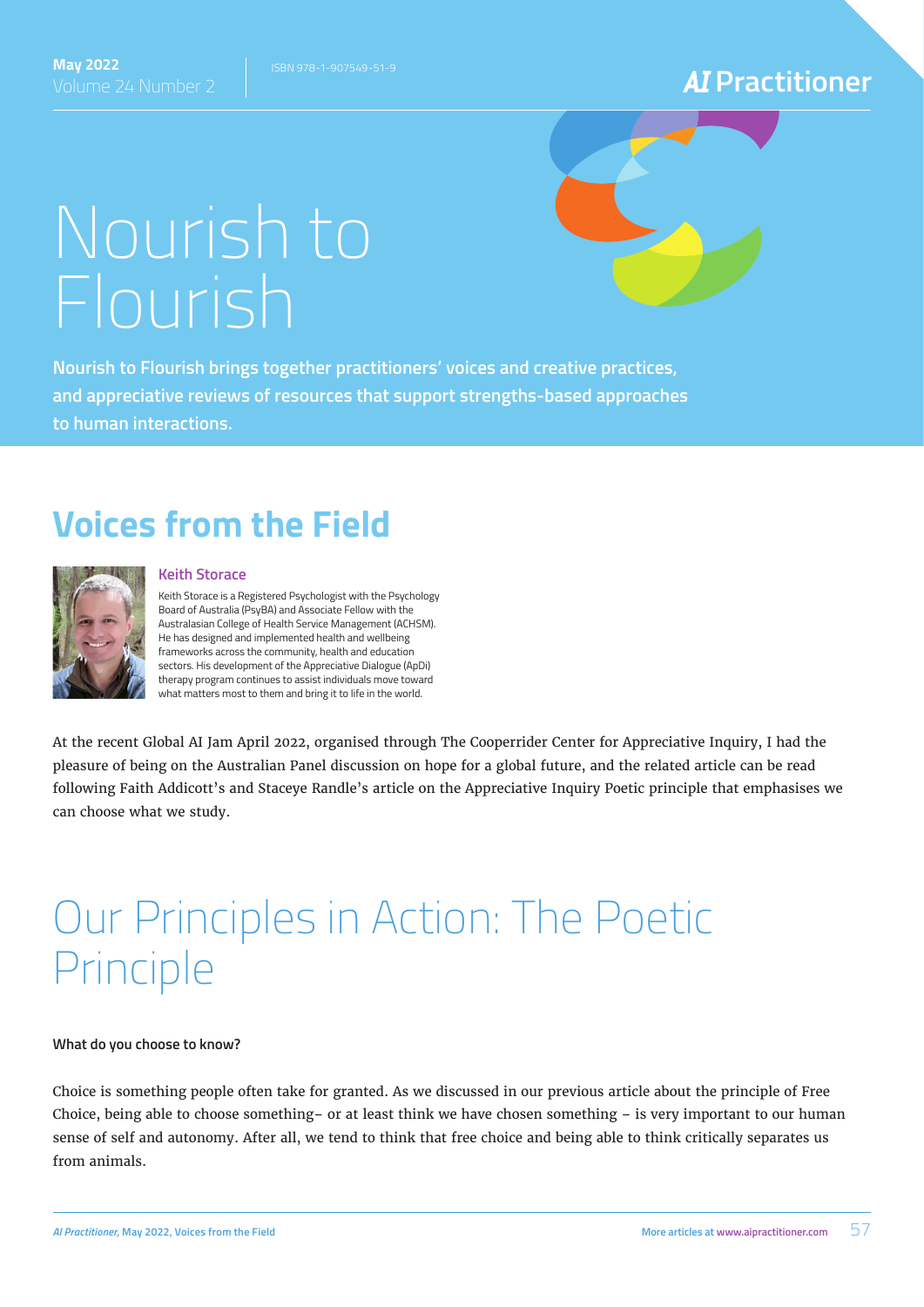# Nourish to Flourish

**Nourish to Flourish brings together practitioners' voices and creative practices, and appreciative reviews of resources that support strengths-based approaches to human interactions.**

## Voices from the Field

### Keith Storace

Keith Storace is a Registered Psychologist with the Psychology Board of Australia (PsyBA) and Associate Fellow with the Australasian College of Health Service Management (ACHSM). He has designed and implemented health and wellbeing frameworks across the community, health and education sectors. His development of the Appreciative Dialogue (ApDi) therapy program continues to assist individuals move toward what matters most to them and bring it to life in the world.

At the recent Global AI Jam April 2022, organised through The Cooperrider Center for Appreciative Inquiry, I had the pleasure of being on the Australian Panel discussion on hope for a global future, and the related article can be read following Faith Addicott's and Staceye Randle's article on the Appreciative Inquiry Poetic principle that emphasises we can choose what we study.

# Our Principles in Action: The Poetic Principle

**What do you choose to know?**

Choice is something people often take for granted. As we discussed in our previous article about the principle of Free Choice, being able to choose something– or at least think we have chosen something – is very important to our human sense of self and autonomy. After all, we tend to think that free choice and being able to think critically separates us from animals.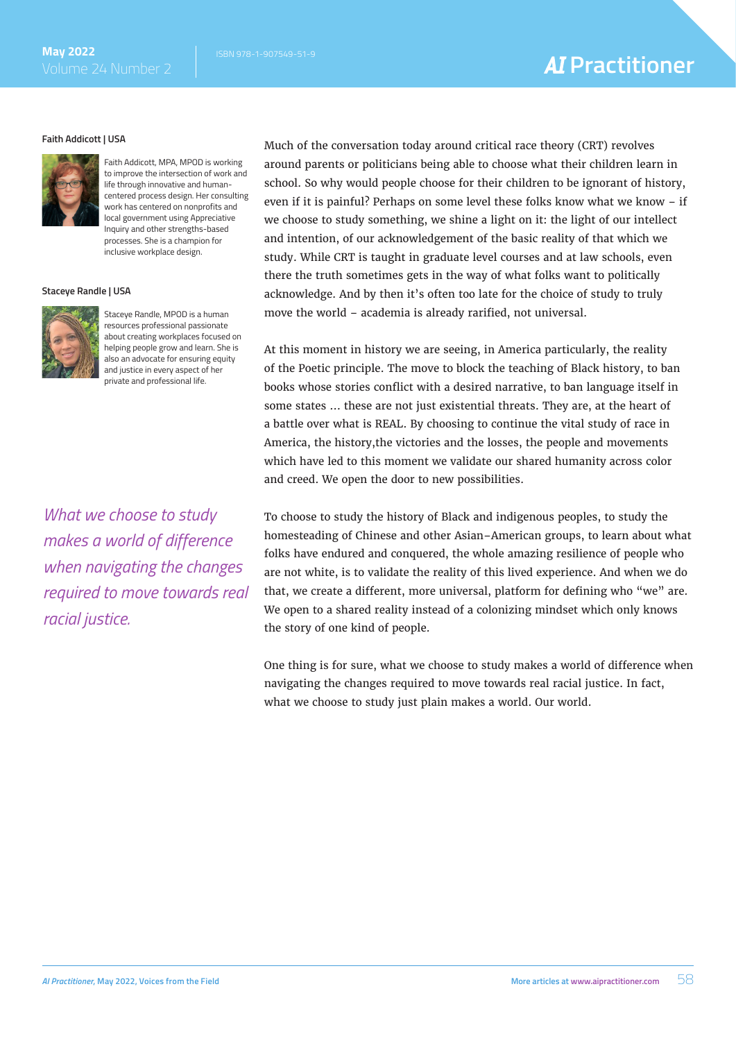**Faith Addicott | USA**

Faith Addicott, MPA, MPOD is working to improve the intersection of work and life through innovative and human-centered process design. Her consulting work has centered on nonprofits and local government using Appreciative Inquiry and other strengths-based processes. She is a champion for inclusive workplace design.

**Staceye Randle | USA**

Staceye Randle, MPOD is a human resources professional passionate about creating workplaces focused on helping people grow and learn. She is also an advocate for ensuring equity and justice in every aspect of her private and professional life.

Much of the conversation today around critical race theory (CRT) revolves around parents or politicians being able to choose what their children learn in school. So why would people choose for their children to be ignorant of history, even if it is painful? Perhaps on some level these folks know what we know – if we choose to study something, we shine a light on it: the light of our intellect and intention, of our acknowledgement of the basic reality of that which we study. While CRT is taught in graduate level courses and at law schools, even there the truth sometimes gets in the way of what folks want to politically acknowledge. And by then it's often too late for the choice of study to truly move the world – academia is already rarified, not universal.

At this moment in history we are seeing, in America particularly, the reality of the Poetic principle. The move to block the teaching of Black history, to ban books whose stories conflict with a desired narrative, to ban language itself in some states … these are not just existential threats. They are, at the heart of a battle over what is REAL. By choosing to continue the vital study of race in America, the history,the victories and the losses, the people and movements which have led to this moment we validate our shared humanity across color and creed. We open the door to new possibilities.

*What we choose to study makes a world of difference when navigating the changes required to move towards real racial justice.*

To choose to study the history of Black and indigenous peoples, to study the homesteading of Chinese and other Asian–American groups, to learn about what folks have endured and conquered, the whole amazing resilience of people who are not white, is to validate the reality of this lived experience. And when we do that, we create a different, more universal, platform for defining who "we" are. We open to a shared reality instead of a colonizing mindset which only knows the story of one kind of people.

One thing is for sure, what we choose to study makes a world of difference when navigating the changes required to move towards real racial justice. In fact, what we choose to study just plain makes a world. Our world.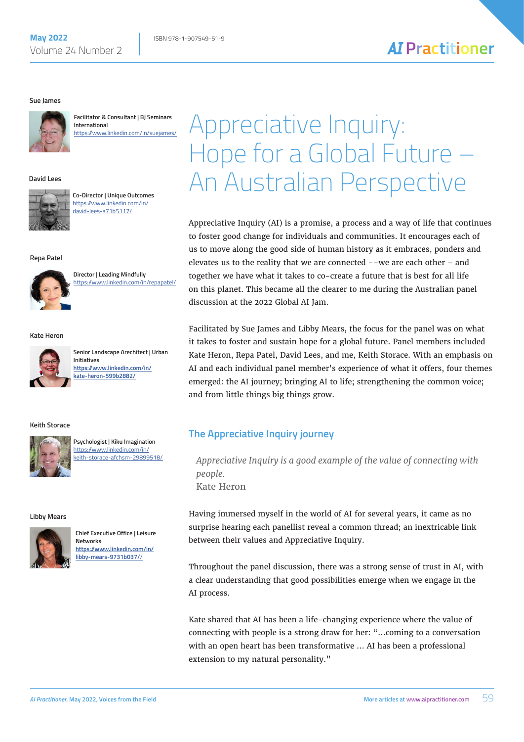# Appreciative Inquiry: Hope for a Global Future – An Australian Perspective

**Sue James**

Facilitator & Consultant | BJ Seminars International
https://www.linkedin.com/in/suejames/

**David Lees**

Co-Director | Unique Outcomes
https://www.linkedin.com/in/david-lees-a71b5117/

**Repa Patel**

Director | Leading Mindfully
https://www.linkedin.com/in/repapatel/

**Kate Heron**

Senior Landscape Arechitect | Urban Initiatives
https://www.linkedin.com/in/kate-heron-599b2882/

**Keith Storace**

Psychologist | Kiku Imagination
https://www.linkedin.com/in/keith-storace-afchsm-29899518/

**Libby Mears**

Chief Executive Office | Leisure Networks
https://www.linkedin.com/in/libby-mears-9731b037//

Appreciative Inquiry (AI) is a promise, a process and a way of life that continues to foster good change for individuals and communities. It encourages each of us to move along the good side of human history as it embraces, ponders and elevates us to the reality that we are connected ––we are each other – and together we have what it takes to co-create a future that is best for all life on this planet. This became all the clearer to me during the Australian panel discussion at the 2022 Global AI Jam.

Facilitated by Sue James and Libby Mears, the focus for the panel was on what it takes to foster and sustain hope for a global future. Panel members included Kate Heron, Repa Patel, David Lees, and me, Keith Storace. With an emphasis on AI and each individual panel member's experience of what it offers, four themes emerged: the AI journey; bringing AI to life; strengthening the common voice; and from little things big things grow.

## The Appreciative Inquiry journey

> *Appreciative Inquiry is a good example of the value of connecting with people.*
> Kate Heron

Having immersed myself in the world of AI for several years, it came as no surprise hearing each panellist reveal a common thread; an inextricable link between their values and Appreciative Inquiry.

Throughout the panel discussion, there was a strong sense of trust in AI, with a clear understanding that good possibilities emerge when we engage in the AI process.

Kate shared that AI has been a life-changing experience where the value of connecting with people is a strong draw for her: "…coming to a conversation with an open heart has been transformative … AI has been a professional extension to my natural personality."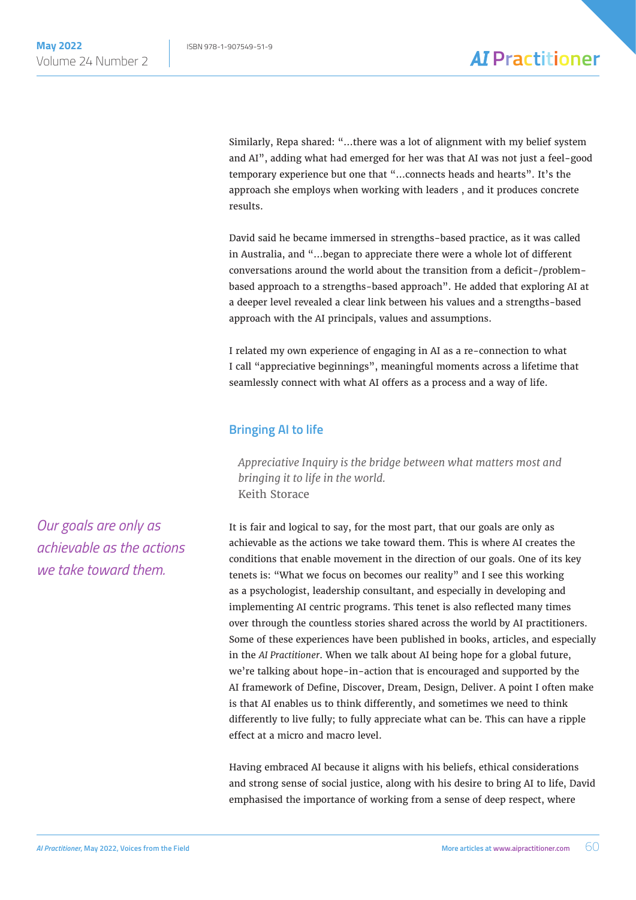Similarly, Repa shared: "…there was a lot of alignment with my belief system and AI", adding what had emerged for her was that AI was not just a feel-good temporary experience but one that "…connects heads and hearts". It's the approach she employs when working with leaders , and it produces concrete results.

David said he became immersed in strengths-based practice, as it was called in Australia, and "…began to appreciate there were a whole lot of different conversations around the world about the transition from a deficit-/problem-based approach to a strengths-based approach". He added that exploring AI at a deeper level revealed a clear link between his values and a strengths-based approach with the AI principals, values and assumptions.

I related my own experience of engaging in AI as a re-connection to what I call "appreciative beginnings", meaningful moments across a lifetime that seamlessly connect with what AI offers as a process and a way of life.

## Bringing AI to life

> *Appreciative Inquiry is the bridge between what matters most and bringing it to life in the world.*
> Keith Storace

*Our goals are only as achievable as the actions we take toward them.*

It is fair and logical to say, for the most part, that our goals are only as achievable as the actions we take toward them. This is where AI creates the conditions that enable movement in the direction of our goals. One of its key tenets is: "What we focus on becomes our reality" and I see this working as a psychologist, leadership consultant, and especially in developing and implementing AI centric programs. This tenet is also reflected many times over through the countless stories shared across the world by AI practitioners. Some of these experiences have been published in books, articles, and especially in the *AI Practitioner*. When we talk about AI being hope for a global future, we're talking about hope-in-action that is encouraged and supported by the AI framework of Define, Discover, Dream, Design, Deliver. A point I often make is that AI enables us to think differently, and sometimes we need to think differently to live fully; to fully appreciate what can be. This can have a ripple effect at a micro and macro level.

Having embraced AI because it aligns with his beliefs, ethical considerations and strong sense of social justice, along with his desire to bring AI to life, David emphasised the importance of working from a sense of deep respect, where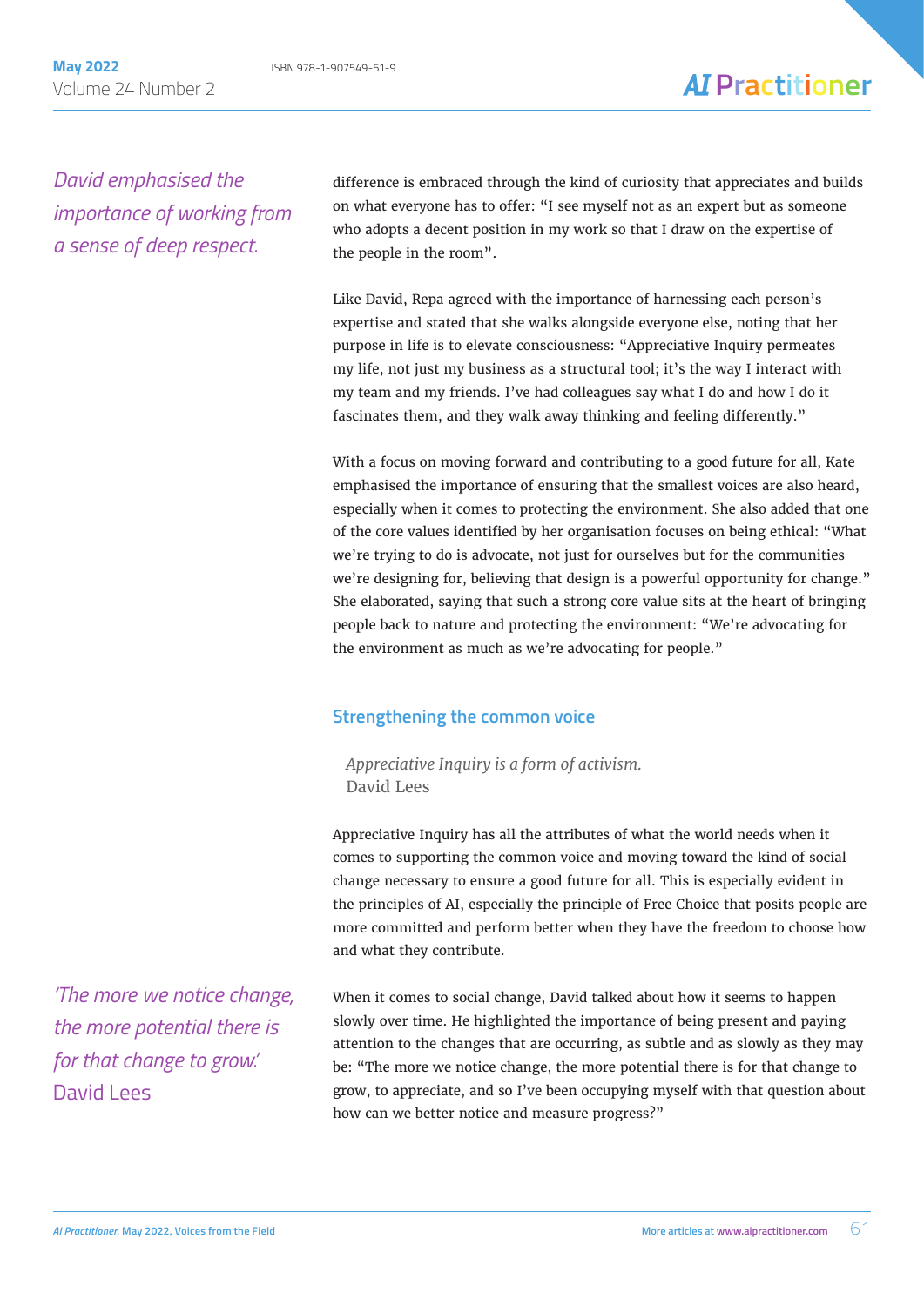*David emphasised the importance of working from a sense of deep respect.*

difference is embraced through the kind of curiosity that appreciates and builds on what everyone has to offer: "I see myself not as an expert but as someone who adopts a decent position in my work so that I draw on the expertise of the people in the room".

Like David, Repa agreed with the importance of harnessing each person's expertise and stated that she walks alongside everyone else, noting that her purpose in life is to elevate consciousness: "Appreciative Inquiry permeates my life, not just my business as a structural tool; it's the way I interact with my team and my friends. I've had colleagues say what I do and how I do it fascinates them, and they walk away thinking and feeling differently."

With a focus on moving forward and contributing to a good future for all, Kate emphasised the importance of ensuring that the smallest voices are also heard, especially when it comes to protecting the environment. She also added that one of the core values identified by her organisation focuses on being ethical: "What we're trying to do is advocate, not just for ourselves but for the communities we're designing for, believing that design is a powerful opportunity for change." She elaborated, saying that such a strong core value sits at the heart of bringing people back to nature and protecting the environment: "We're advocating for the environment as much as we're advocating for people."

## Strengthening the common voice

> *Appreciative Inquiry is a form of activism.*
> David Lees

Appreciative Inquiry has all the attributes of what the world needs when it comes to supporting the common voice and moving toward the kind of social change necessary to ensure a good future for all. This is especially evident in the principles of AI, especially the principle of Free Choice that posits people are more committed and perform better when they have the freedom to choose how and what they contribute.

*'The more we notice change, the more potential there is for that change to grow.'* David Lees

When it comes to social change, David talked about how it seems to happen slowly over time. He highlighted the importance of being present and paying attention to the changes that are occurring, as subtle and as slowly as they may be: "The more we notice change, the more potential there is for that change to grow, to appreciate, and so I've been occupying myself with that question about how can we better notice and measure progress?"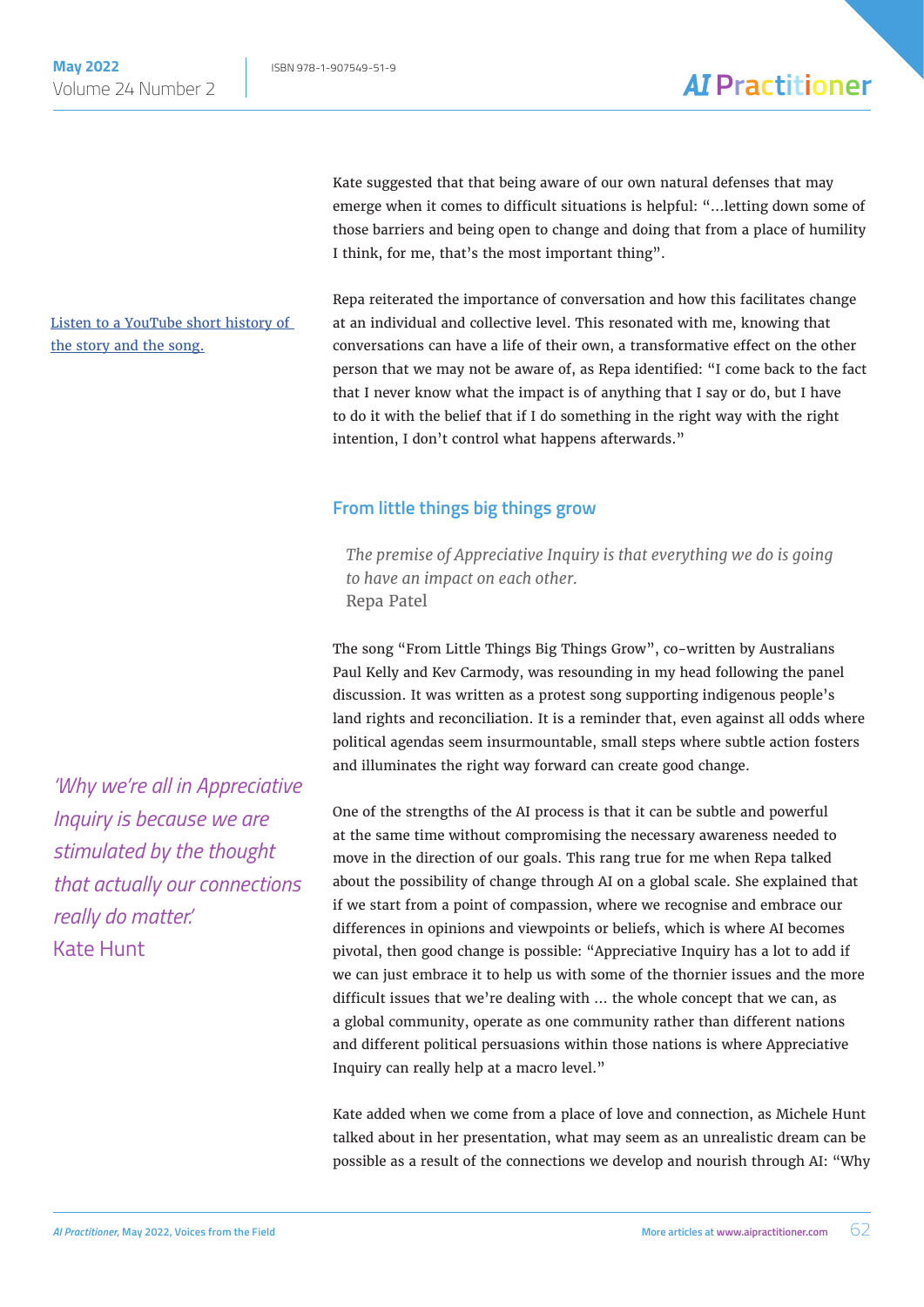Kate suggested that that being aware of our own natural defenses that may emerge when it comes to difficult situations is helpful: "…letting down some of those barriers and being open to change and doing that from a place of humility I think, for me, that's the most important thing".

Listen to a YouTube short history of the story and the song.

Repa reiterated the importance of conversation and how this facilitates change at an individual and collective level. This resonated with me, knowing that conversations can have a life of their own, a transformative effect on the other person that we may not be aware of, as Repa identified: "I come back to the fact that I never know what the impact is of anything that I say or do, but I have to do it with the belief that if I do something in the right way with the right intention, I don't control what happens afterwards."

## From little things big things grow

> *The premise of Appreciative Inquiry is that everything we do is going to have an impact on each other.*
> Repa Patel

The song "From Little Things Big Things Grow", co-written by Australians Paul Kelly and Kev Carmody, was resounding in my head following the panel discussion. It was written as a protest song supporting indigenous people's land rights and reconciliation. It is a reminder that, even against all odds where political agendas seem insurmountable, small steps where subtle action fosters and illuminates the right way forward can create good change.

> *'Why we're all in Appreciative Inquiry is because we are stimulated by the thought that actually our connections really do matter.'*
> Kate Hunt

One of the strengths of the AI process is that it can be subtle and powerful at the same time without compromising the necessary awareness needed to move in the direction of our goals. This rang true for me when Repa talked about the possibility of change through AI on a global scale. She explained that if we start from a point of compassion, where we recognise and embrace our differences in opinions and viewpoints or beliefs, which is where AI becomes pivotal, then good change is possible: "Appreciative Inquiry has a lot to add if we can just embrace it to help us with some of the thornier issues and the more difficult issues that we're dealing with … the whole concept that we can, as a global community, operate as one community rather than different nations and different political persuasions within those nations is where Appreciative Inquiry can really help at a macro level."

Kate added when we come from a place of love and connection, as Michele Hunt talked about in her presentation, what may seem as an unrealistic dream can be possible as a result of the connections we develop and nourish through AI: "Why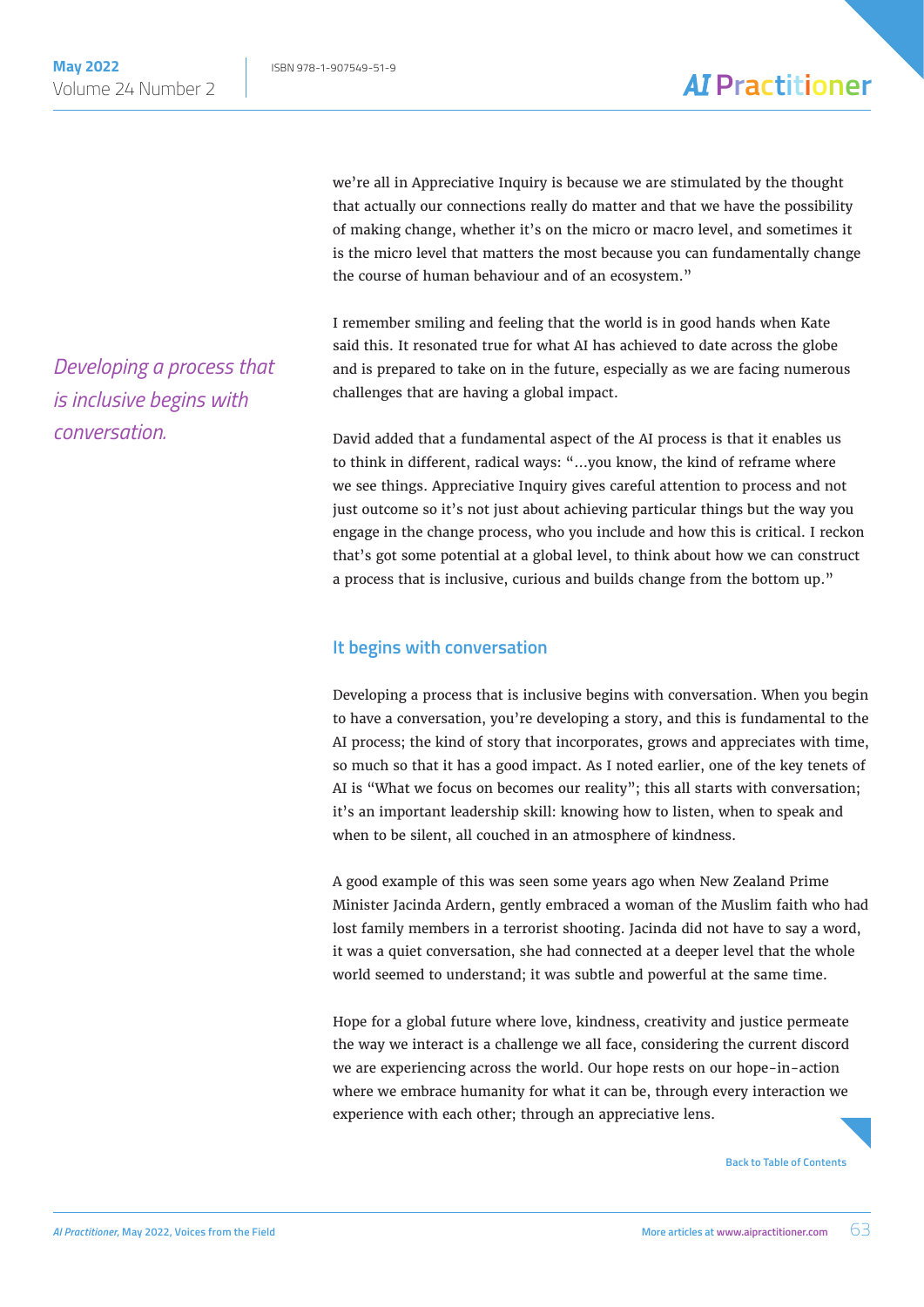we're all in Appreciative Inquiry is because we are stimulated by the thought that actually our connections really do matter and that we have the possibility of making change, whether it's on the micro or macro level, and sometimes it is the micro level that matters the most because you can fundamentally change the course of human behaviour and of an ecosystem."

I remember smiling and feeling that the world is in good hands when Kate said this. It resonated true for what AI has achieved to date across the globe and is prepared to take on in the future, especially as we are facing numerous challenges that are having a global impact.

*Developing a process that is inclusive begins with conversation.*

David added that a fundamental aspect of the AI process is that it enables us to think in different, radical ways: "…you know, the kind of reframe where we see things. Appreciative Inquiry gives careful attention to process and not just outcome so it's not just about achieving particular things but the way you engage in the change process, who you include and how this is critical. I reckon that's got some potential at a global level, to think about how we can construct a process that is inclusive, curious and builds change from the bottom up."

## It begins with conversation

Developing a process that is inclusive begins with conversation. When you begin to have a conversation, you're developing a story, and this is fundamental to the AI process; the kind of story that incorporates, grows and appreciates with time, so much so that it has a good impact. As I noted earlier, one of the key tenets of AI is "What we focus on becomes our reality"; this all starts with conversation; it's an important leadership skill: knowing how to listen, when to speak and when to be silent, all couched in an atmosphere of kindness.

A good example of this was seen some years ago when New Zealand Prime Minister Jacinda Ardern, gently embraced a woman of the Muslim faith who had lost family members in a terrorist shooting. Jacinda did not have to say a word, it was a quiet conversation, she had connected at a deeper level that the whole world seemed to understand; it was subtle and powerful at the same time.

Hope for a global future where love, kindness, creativity and justice permeate the way we interact is a challenge we all face, considering the current discord we are experiencing across the world. Our hope rests on our hope-in-action where we embrace humanity for what it can be, through every interaction we experience with each other; through an appreciative lens.

Back to Table of Contents